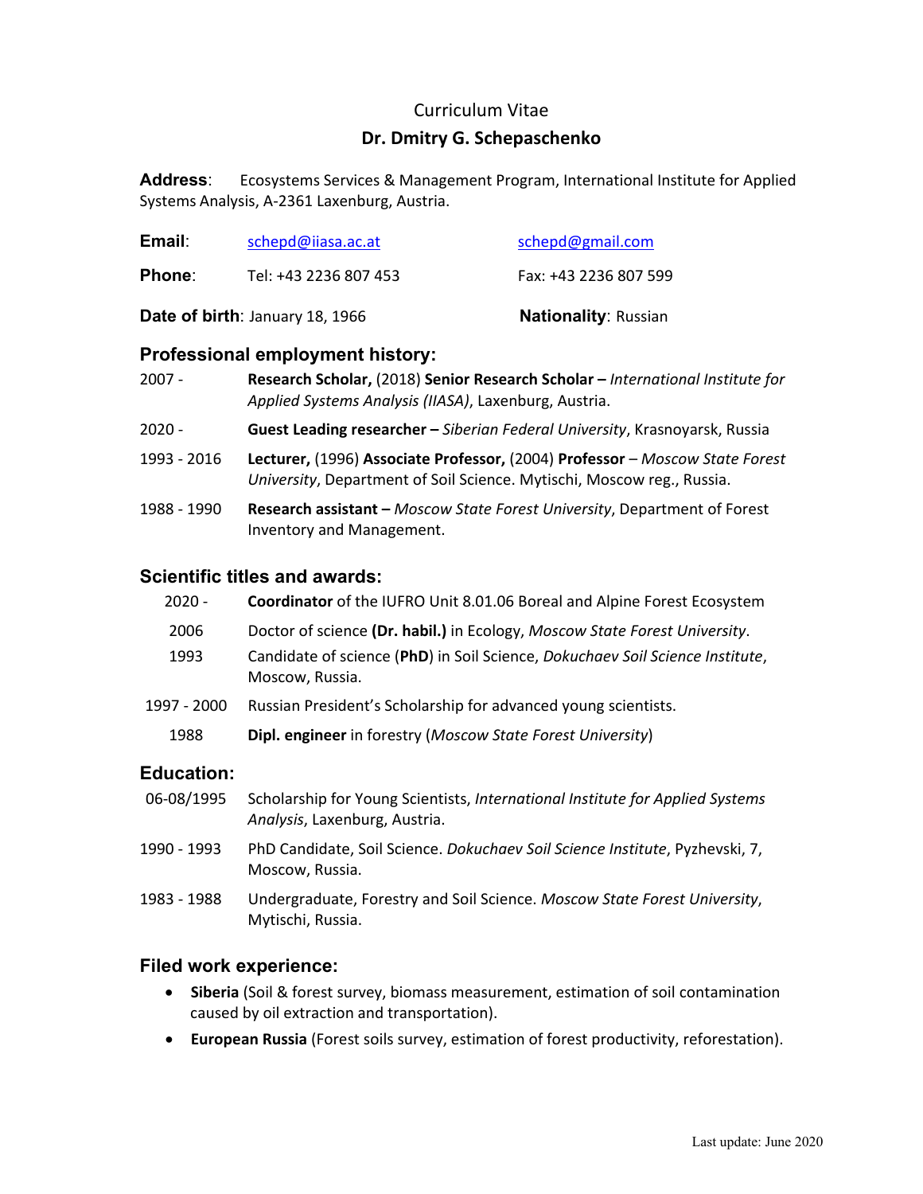Curriculum Vitae

# Dr. Dmitry G. Schepaschenko

**Address**: Ecosystems Services & Management Program, International Institute for Applied Systems Analysis, A-2361 Laxenburg, Austria.

**Email**: schepd@iiasa.ac.at schepd@gmail.com

**Phone**: Tel: +43 2236 807 453 Fax: +43 2236 807 599

**Date of birth**: January 18, 1966 **Nationality**: Russian

## Professional employment history:

2007 - **Research Scholar,** (2018) **Senior Research Scholar –** *International Institute for Applied Systems Analysis (IIASA)*, Laxenburg, Austria.

2020 - **Guest Leading researcher –** *Siberian Federal University*, Krasnoyarsk, Russia

1993 - 2016 **Lecturer,** (1996) **Associate Professor,** (2004) **Professor** – *Moscow State Forest University*, Department of Soil Science. Mytischi, Moscow reg., Russia.

1988 - 1990 **Research assistant –** *Moscow State Forest University*, Department of Forest Inventory and Management.

## Scientific titles and awards:

2020 - **Coordinator** of the IUFRO Unit 8.01.06 Boreal and Alpine Forest Ecosystem

2006 Doctor of science **(Dr. habil.)** in Ecology, *Moscow State Forest University*.

1993 Candidate of science (**PhD**) in Soil Science, *Dokuchaev Soil Science Institute*, Moscow, Russia.

1997 - 2000 Russian President's Scholarship for advanced young scientists.

1988 **Dipl. engineer** in forestry (*Moscow State Forest University*)

## Education:

06-08/1995 Scholarship for Young Scientists, *International Institute for Applied Systems Analysis*, Laxenburg, Austria.

1990 - 1993 PhD Candidate, Soil Science. *Dokuchaev Soil Science Institute*, Pyzhevski, 7, Moscow, Russia.

1983 - 1988 Undergraduate, Forestry and Soil Science. *Moscow State Forest University*, Mytischi, Russia.

## Filed work experience:

- **Siberia** (Soil & forest survey, biomass measurement, estimation of soil contamination caused by oil extraction and transportation).
- **European Russia** (Forest soils survey, estimation of forest productivity, reforestation).

Last update: June 2020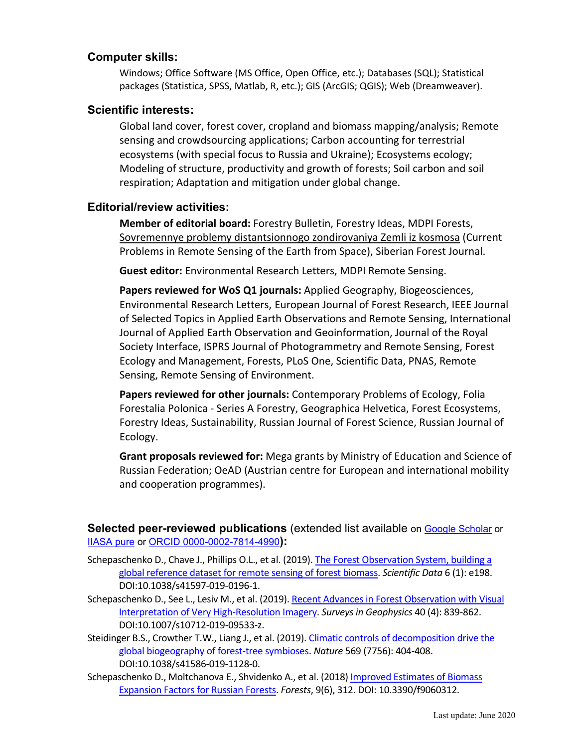## Computer skills:

Windows; Office Software (MS Office, Open Office, etc.); Databases (SQL); Statistical packages (Statistica, SPSS, Matlab, R, etc.); GIS (ArcGIS; QGIS); Web (Dreamweaver).

## Scientific interests:

Global land cover, forest cover, cropland and biomass mapping/analysis; Remote sensing and crowdsourcing applications; Carbon accounting for terrestrial ecosystems (with special focus to Russia and Ukraine); Ecosystems ecology; Modeling of structure, productivity and growth of forests; Soil carbon and soil respiration; Adaptation and mitigation under global change.

## Editorial/review activities:

**Member of editorial board:** Forestry Bulletin, Forestry Ideas, MDPI Forests, Sovremennye problemy distantsionnogo zondirovaniya Zemli iz kosmosa (Current Problems in Remote Sensing of the Earth from Space), Siberian Forest Journal.

**Guest editor:** Environmental Research Letters, MDPI Remote Sensing.

**Papers reviewed for WoS Q1 journals:** Applied Geography, Biogeosciences, Environmental Research Letters, European Journal of Forest Research, IEEE Journal of Selected Topics in Applied Earth Observations and Remote Sensing, International Journal of Applied Earth Observation and Geoinformation, Journal of the Royal Society Interface, ISPRS Journal of Photogrammetry and Remote Sensing, Forest Ecology and Management, Forests, PLoS One, Scientific Data, PNAS, Remote Sensing, Remote Sensing of Environment.

**Papers reviewed for other journals:** Contemporary Problems of Ecology, Folia Forestalia Polonica - Series A Forestry, Geographica Helvetica, Forest Ecosystems, Forestry Ideas, Sustainability, Russian Journal of Forest Science, Russian Journal of Ecology.

**Grant proposals reviewed for:** Mega grants by Ministry of Education and Science of Russian Federation; OeAD (Austrian centre for European and international mobility and cooperation programmes).

## Selected peer-reviewed publications (extended list available on Google Scholar or IIASA pure or ORCID 0000-0002-7814-4990):

Schepaschenko D., Chave J., Phillips O.L., et al. (2019). The Forest Observation System, building a global reference dataset for remote sensing of forest biomass. *Scientific Data* 6 (1): e198. DOI:10.1038/s41597-019-0196-1.

Schepaschenko D., See L., Lesiv M., et al. (2019). Recent Advances in Forest Observation with Visual Interpretation of Very High-Resolution Imagery. *Surveys in Geophysics* 40 (4): 839-862. DOI:10.1007/s10712-019-09533-z.

Steidinger B.S., Crowther T.W., Liang J., et al. (2019). Climatic controls of decomposition drive the global biogeography of forest-tree symbioses. *Nature* 569 (7756): 404-408. DOI:10.1038/s41586-019-1128-0.

Schepaschenko D., Moltchanova E., Shvidenko A., et al. (2018) Improved Estimates of Biomass Expansion Factors for Russian Forests. *Forests*, 9(6), 312. DOI: 10.3390/f9060312.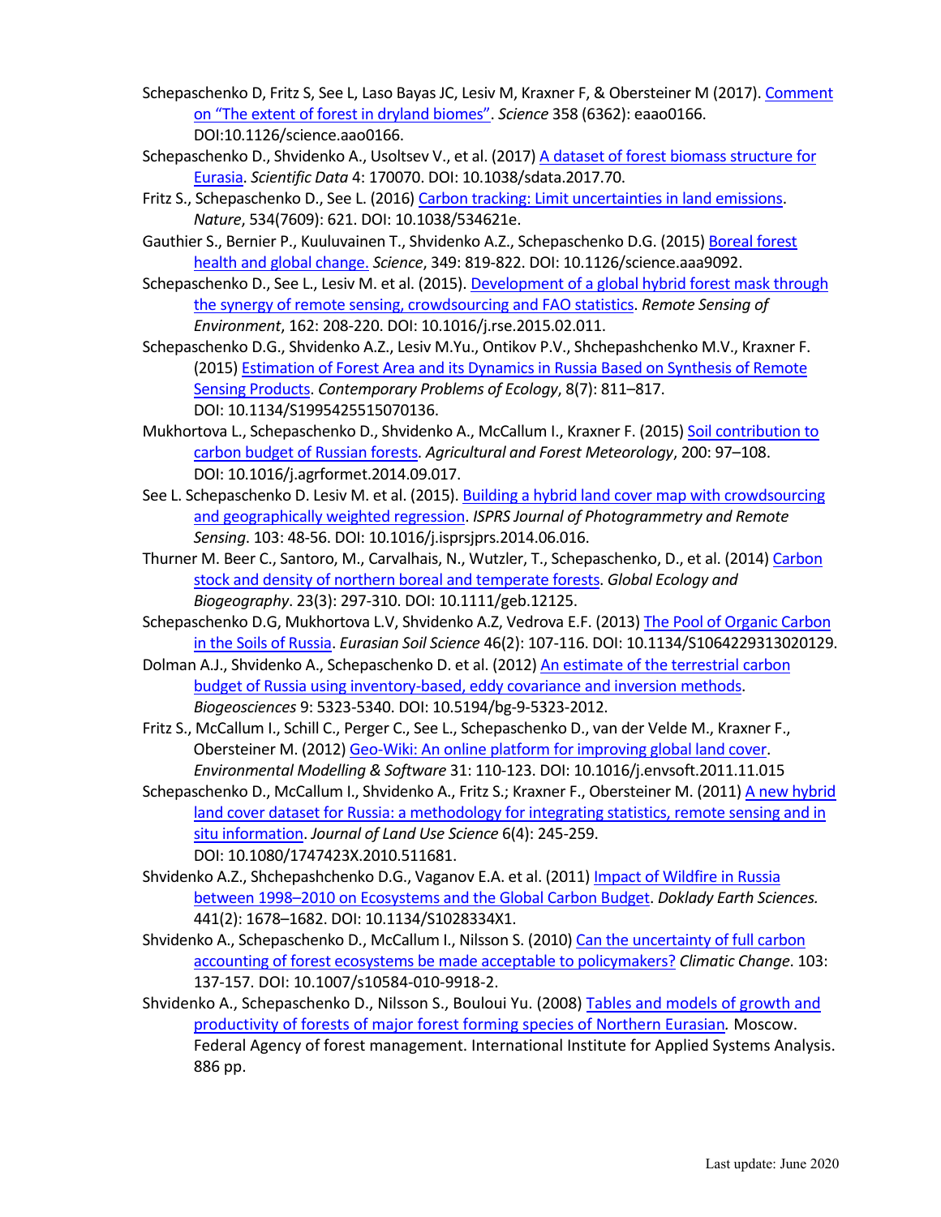Schepaschenko D, Fritz S, See L, Laso Bayas JC, Lesiv M, Kraxner F, & Obersteiner M (2017). [Comment on "The extent of forest in dryland biomes"](). *Science* 358 (6362): eaao0166. DOI:10.1126/science.aao0166.

Schepaschenko D., Shvidenko A., Usoltsev V., et al. (2017) [A dataset of forest biomass structure for Eurasia](). *Scientific Data* 4: 170070. DOI: 10.1038/sdata.2017.70.

Fritz S., Schepaschenko D., See L. (2016) [Carbon tracking: Limit uncertainties in land emissions](). *Nature*, 534(7609): 621. DOI: 10.1038/534621e.

Gauthier S., Bernier P., Kuuluvainen T., Shvidenko A.Z., Schepaschenko D.G. (2015) [Boreal forest health and global change.]() *Science*, 349: 819-822. DOI: 10.1126/science.aaa9092.

Schepaschenko D., See L., Lesiv M. et al. (2015). [Development of a global hybrid forest mask through the synergy of remote sensing, crowdsourcing and FAO statistics](). *Remote Sensing of Environment*, 162: 208-220. DOI: 10.1016/j.rse.2015.02.011.

Schepaschenko D.G., Shvidenko A.Z., Lesiv M.Yu., Ontikov P.V., Shchepashchenko M.V., Kraxner F. (2015) [Estimation of Forest Area and its Dynamics in Russia Based on Synthesis of Remote Sensing Products](). *Contemporary Problems of Ecology*, 8(7): 811–817. DOI: 10.1134/S1995425515070136.

Mukhortova L., Schepaschenko D., Shvidenko A., McCallum I., Kraxner F. (2015) [Soil contribution to carbon budget of Russian forests](). *Agricultural and Forest Meteorology*, 200: 97–108. DOI: 10.1016/j.agrformet.2014.09.017.

See L. Schepaschenko D. Lesiv M. et al. (2015). [Building a hybrid land cover map with crowdsourcing and geographically weighted regression](). *ISPRS Journal of Photogrammetry and Remote Sensing*. 103: 48-56. DOI: 10.1016/j.isprsjprs.2014.06.016.

Thurner M. Beer C., Santoro, M., Carvalhais, N., Wutzler, T., Schepaschenko, D., et al. (2014) [Carbon stock and density of northern boreal and temperate forests](). *Global Ecology and Biogeography*. 23(3): 297-310. DOI: 10.1111/geb.12125.

Schepaschenko D.G, Mukhortova L.V, Shvidenko A.Z, Vedrova E.F. (2013) [The Pool of Organic Carbon in the Soils of Russia](). *Eurasian Soil Science* 46(2): 107-116. DOI: 10.1134/S1064229313020129.

Dolman A.J., Shvidenko A., Schepaschenko D. et al. (2012) [An estimate of the terrestrial carbon budget of Russia using inventory-based, eddy covariance and inversion methods](). *Biogeosciences* 9: 5323-5340. DOI: 10.5194/bg-9-5323-2012.

Fritz S., McCallum I., Schill C., Perger C., See L., Schepaschenko D., van der Velde M., Kraxner F., Obersteiner M. (2012) [Geo-Wiki: An online platform for improving global land cover](). *Environmental Modelling & Software* 31: 110-123. DOI: 10.1016/j.envsoft.2011.11.015

Schepaschenko D., McCallum I., Shvidenko A., Fritz S.; Kraxner F., Obersteiner M. (2011) [A new hybrid land cover dataset for Russia: a methodology for integrating statistics, remote sensing and in situ information](). *Journal of Land Use Science* 6(4): 245-259. DOI: 10.1080/1747423X.2010.511681.

Shvidenko A.Z., Shchepashchenko D.G., Vaganov E.A. et al. (2011) [Impact of Wildfire in Russia between 1998–2010 on Ecosystems and the Global Carbon Budget](). *Doklady Earth Sciences.* 441(2): 1678–1682. DOI: 10.1134/S1028334X1.

Shvidenko A., Schepaschenko D., McCallum I., Nilsson S. (2010) [Can the uncertainty of full carbon accounting of forest ecosystems be made acceptable to policymakers?]() *Climatic Change*. 103: 137-157. DOI: 10.1007/s10584-010-9918-2.

Shvidenko A., Schepaschenko D., Nilsson S., Bouloui Yu. (2008) [Tables and models of growth and productivity of forests of major forest forming species of Northern Eurasian](). Moscow. Federal Agency of forest management. International Institute for Applied Systems Analysis. 886 pp.

Last update: June 2020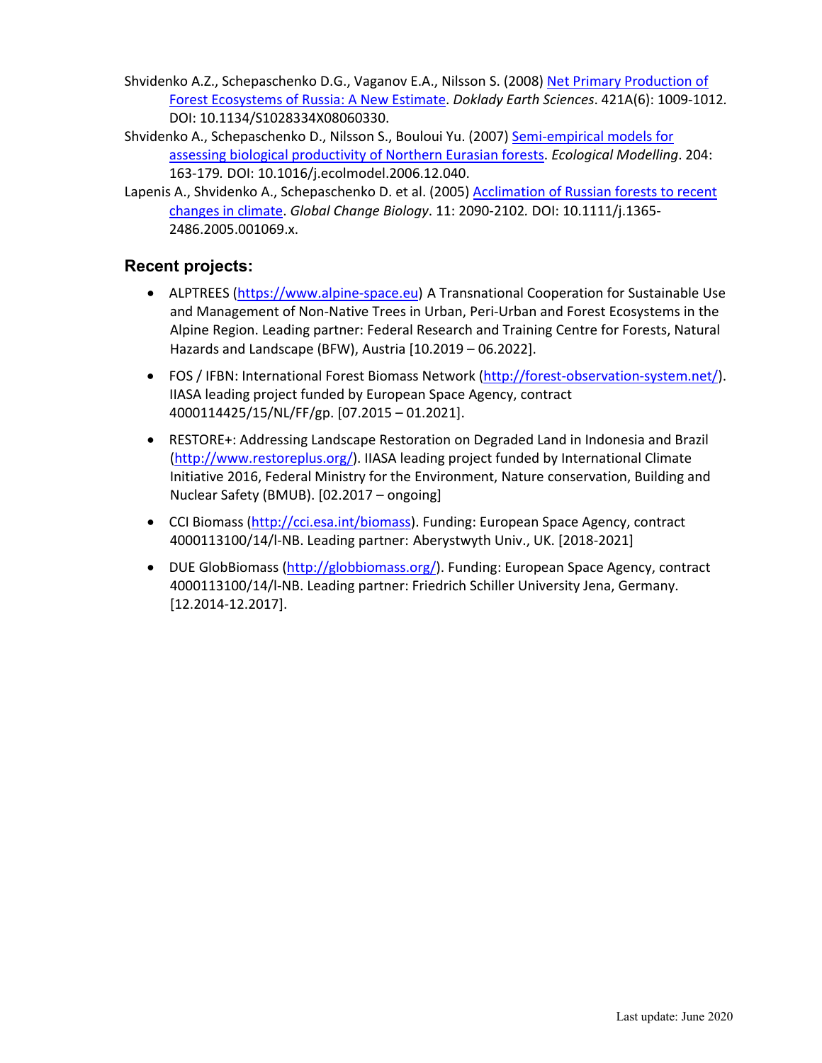Shvidenko A.Z., Schepaschenko D.G., Vaganov E.A., Nilsson S. (2008) [Net Primary Production of Forest Ecosystems of Russia: A New Estimate](). *Doklady Earth Sciences*. 421A(6): 1009-1012. DOI: 10.1134/S1028334X08060330.

Shvidenko A., Schepaschenko D., Nilsson S., Bouloui Yu. (2007) [Semi-empirical models for assessing biological productivity of Northern Eurasian forests](). *Ecological Modelling*. 204: 163-179. DOI: 10.1016/j.ecolmodel.2006.12.040.

Lapenis A., Shvidenko A., Schepaschenko D. et al. (2005) [Acclimation of Russian forests to recent changes in climate](). *Global Change Biology*. 11: 2090-2102. DOI: 10.1111/j.1365-2486.2005.001069.x.

### Recent projects:

- ALPTREES (https://www.alpine-space.eu) A Transnational Cooperation for Sustainable Use and Management of Non-Native Trees in Urban, Peri-Urban and Forest Ecosystems in the Alpine Region. Leading partner: Federal Research and Training Centre for Forests, Natural Hazards and Landscape (BFW), Austria [10.2019 – 06.2022].
- FOS / IFBN: International Forest Biomass Network (http://forest-observation-system.net/). IIASA leading project funded by European Space Agency, contract 4000114425/15/NL/FF/gp. [07.2015 – 01.2021].
- RESTORE+: Addressing Landscape Restoration on Degraded Land in Indonesia and Brazil (http://www.restoreplus.org/). IIASA leading project funded by International Climate Initiative 2016, Federal Ministry for the Environment, Nature conservation, Building and Nuclear Safety (BMUB). [02.2017 – ongoing]
- CCI Biomass (http://cci.esa.int/biomass). Funding: European Space Agency, contract 4000113100/14/I-NB. Leading partner: Aberystwyth Univ., UK. [2018-2021]
- DUE GlobBiomass (http://globbiomass.org/). Funding: European Space Agency, contract 4000113100/14/I-NB. Leading partner: Friedrich Schiller University Jena, Germany. [12.2014-12.2017].

Last update: June 2020